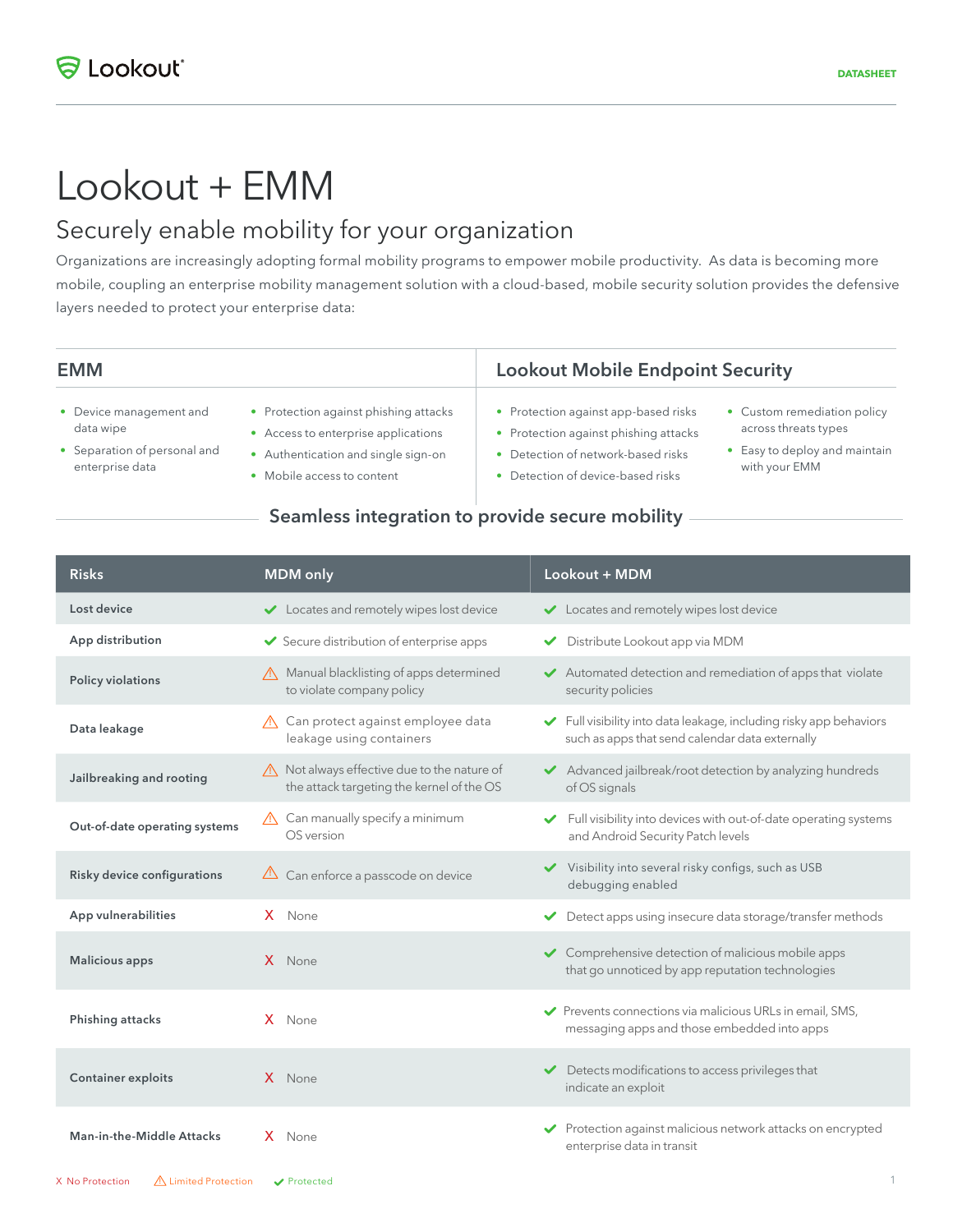Lookout

DATASHEET

# Lookout + EMM

## Securely enable mobility for your organization

Organizations are increasingly adopting formal mobility programs to empower mobile productivity. As data is becoming more mobile, coupling an enterprise mobility management solution with a cloud-based, mobile security solution provides the defensive layers needed to protect your enterprise data:

### EMM

- Device management and data wipe
- Separation of personal and enterprise data
- Protection against phishing attacks
- Access to enterprise applications
- Authentication and single sign-on
- Mobile access to content

### Lookout Mobile Endpoint Security

- Protection against app-based risks
- Protection against phishing attacks
- Detection of network-based risks
- Detection of device-based risks
- Custom remediation policy across threats types
- Easy to deploy and maintain with your EMM

### Seamless integration to provide secure mobility

| Risks | MDM only | Lookout + MDM |
|---|---|---|
| Lost device | ✔ Locates and remotely wipes lost device | ✔ Locates and remotely wipes lost device |
| App distribution | ✔ Secure distribution of enterprise apps | ✔ Distribute Lookout app via MDM |
| Policy violations | ⚠ Manual blacklisting of apps determined to violate company policy | ✔ Automated detection and remediation of apps that violate security policies |
| Data leakage | ⚠ Can protect against employee data leakage using containers | ✔ Full visibility into data leakage, including risky app behaviors such as apps that send calendar data externally |
| Jailbreaking and rooting | ⚠ Not always effective due to the nature of the attack targeting the kernel of the OS | ✔ Advanced jailbreak/root detection by analyzing hundreds of OS signals |
| Out-of-date operating systems | ⚠ Can manually specify a minimum OS version | ✔ Full visibility into devices with out-of-date operating systems and Android Security Patch levels |
| Risky device configurations | ⚠ Can enforce a passcode on device | ✔ Visibility into several risky configs, such as USB debugging enabled |
| App vulnerabilities | X None | ✔ Detect apps using insecure data storage/transfer methods |
| Malicious apps | X None | ✔ Comprehensive detection of malicious mobile apps that go unnoticed by app reputation technologies |
| Phishing attacks | X None | ✔ Prevents connections via malicious URLs in email, SMS, messaging apps and those embedded into apps |
| Container exploits | X None | ✔ Detects modifications to access privileges that indicate an exploit |
| Man-in-the-Middle Attacks | X None | ✔ Protection against malicious network attacks on encrypted enterprise data in transit |

X No Protection ⚠ Limited Protection ✔ Protected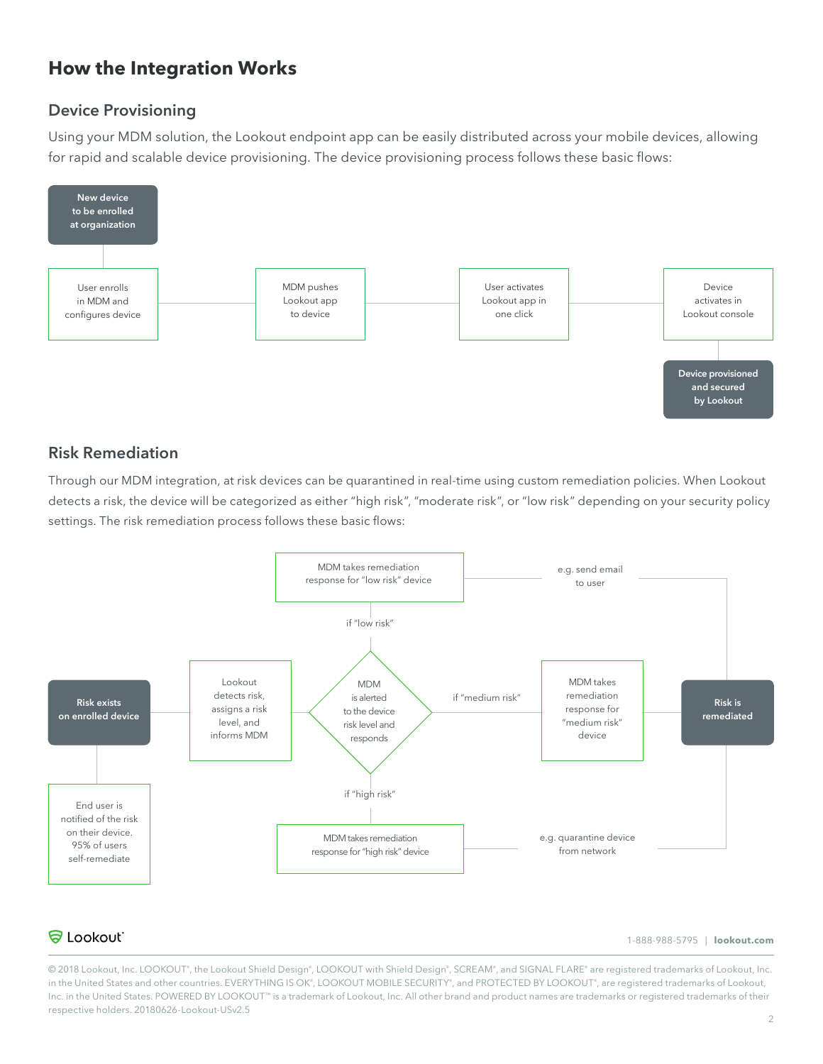# How the Integration Works

## Device Provisioning

Using your MDM solution, the Lookout endpoint app can be easily distributed across your mobile devices, allowing for rapid and scalable device provisioning. The device provisioning process follows these basic flows:

New device to be enrolled at organization

User enrolls in MDM and configures device

MDM pushes Lookout app to device

User activates Lookout app in one click

Device activates in Lookout console

Device provisioned and secured by Lookout

## Risk Remediation

Through our MDM integration, at risk devices can be quarantined in real-time using custom remediation policies. When Lookout detects a risk, the device will be categorized as either "high risk", "moderate risk", or "low risk" depending on your security policy settings. The risk remediation process follows these basic flows:

Risk exists on enrolled device

End user is notified of the risk on their device. 95% of users self-remediate

Lookout detects risk, assigns a risk level, and informs MDM

MDM is alerted to the device risk level and responds

if "low risk"

MDM takes remediation response for "low risk" device

e.g. send email to user

if "medium risk"

MDM takes remediation response for "medium risk" device

if "high risk"

MDM takes remediation response for "high risk" device

e.g. quarantine device from network

Risk is remediated

1-888-988-5795 | **lookout.com**

© 2018 Lookout, Inc. LOOKOUT®, the Lookout Shield Design®, LOOKOUT with Shield Design®, SCREAM®, and SIGNAL FLARE® are registered trademarks of Lookout, Inc. in the United States and other countries. EVERYTHING IS OK®, LOOKOUT MOBILE SECURITY®, and PROTECTED BY LOOKOUT®, are registered trademarks of Lookout, Inc. in the United States. POWERED BY LOOKOUT™ is a trademark of Lookout, Inc. All other brand and product names are trademarks or registered trademarks of their respective holders. 20180626-Lookout-USv2.5